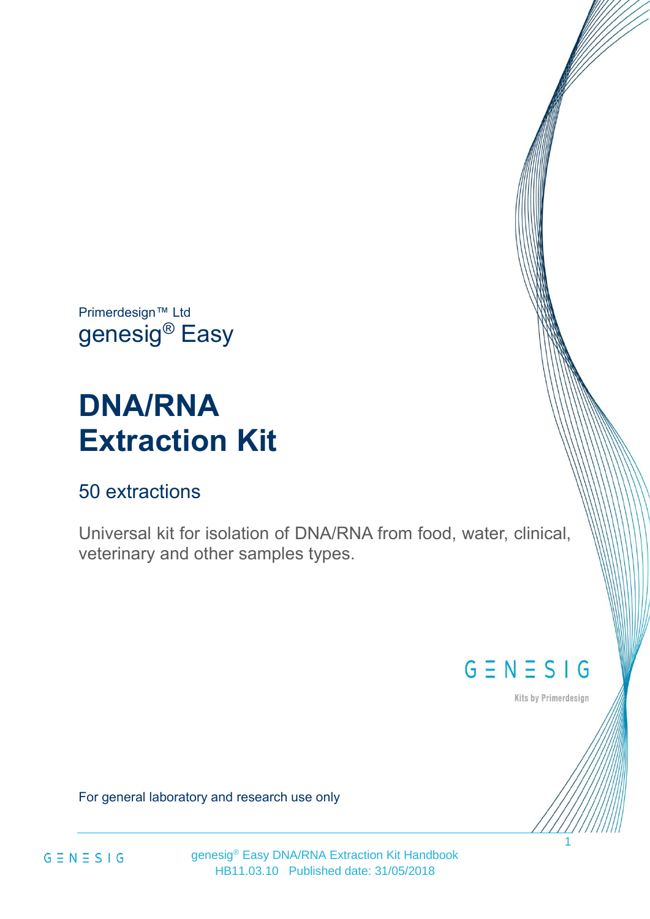Primerdesign™ Ltd

genesig® Easy

# DNA/RNA Extraction Kit

## 50 extractions

Universal kit for isolation of DNA/RNA from food, water, clinical, veterinary and other samples types.

GENESIG

Kits by Primerdesign

For general laboratory and research use only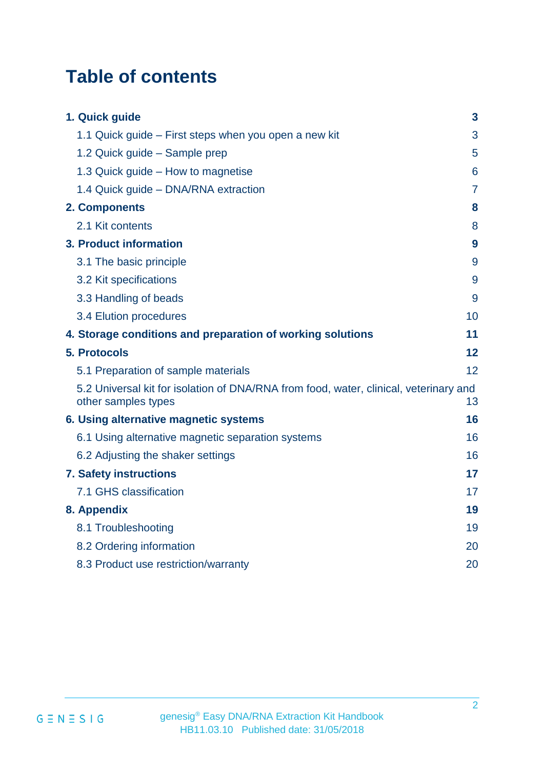# Table of contents

| | |
|---|---|
| **1. Quick guide** | **3** |
| 1.1 Quick guide – First steps when you open a new kit | 3 |
| 1.2 Quick guide – Sample prep | 5 |
| 1.3 Quick guide – How to magnetise | 6 |
| 1.4 Quick guide – DNA/RNA extraction | 7 |
| **2. Components** | **8** |
| 2.1 Kit contents | 8 |
| **3. Product information** | **9** |
| 3.1 The basic principle | 9 |
| 3.2 Kit specifications | 9 |
| 3.3 Handling of beads | 9 |
| 3.4 Elution procedures | 10 |
| **4. Storage conditions and preparation of working solutions** | **11** |
| **5. Protocols** | **12** |
| 5.1 Preparation of sample materials | 12 |
| 5.2 Universal kit for isolation of DNA/RNA from food, water, clinical, veterinary and other samples types | 13 |
| **6. Using alternative magnetic systems** | **16** |
| 6.1 Using alternative magnetic separation systems | 16 |
| 6.2 Adjusting the shaker settings | 16 |
| **7. Safety instructions** | **17** |
| 7.1 GHS classification | 17 |
| **8. Appendix** | **19** |
| 8.1 Troubleshooting | 19 |
| 8.2 Ordering information | 20 |
| 8.3 Product use restriction/warranty | 20 |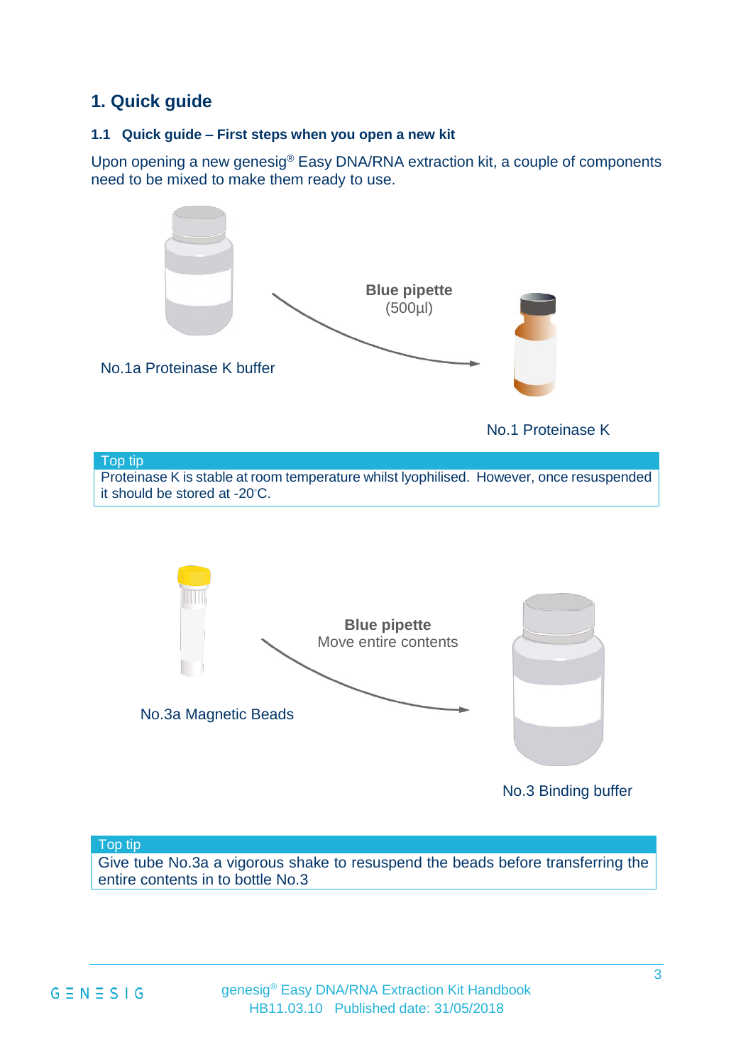# 1. Quick guide

## 1.1 Quick guide – First steps when you open a new kit

Upon opening a new genesig® Easy DNA/RNA extraction kit, a couple of components need to be mixed to make them ready to use.

No.1a Proteinase K buffer

**Blue pipette**
(500µl)

No.1 Proteinase K

> **Top tip**
> Proteinase K is stable at room temperature whilst lyophilised. However, once resuspended it should be stored at -20°C.

No.3a Magnetic Beads

**Blue pipette**
Move entire contents

No.3 Binding buffer

> **Top tip**
> Give tube No.3a a vigorous shake to resuspend the beads before transferring the entire contents in to bottle No.3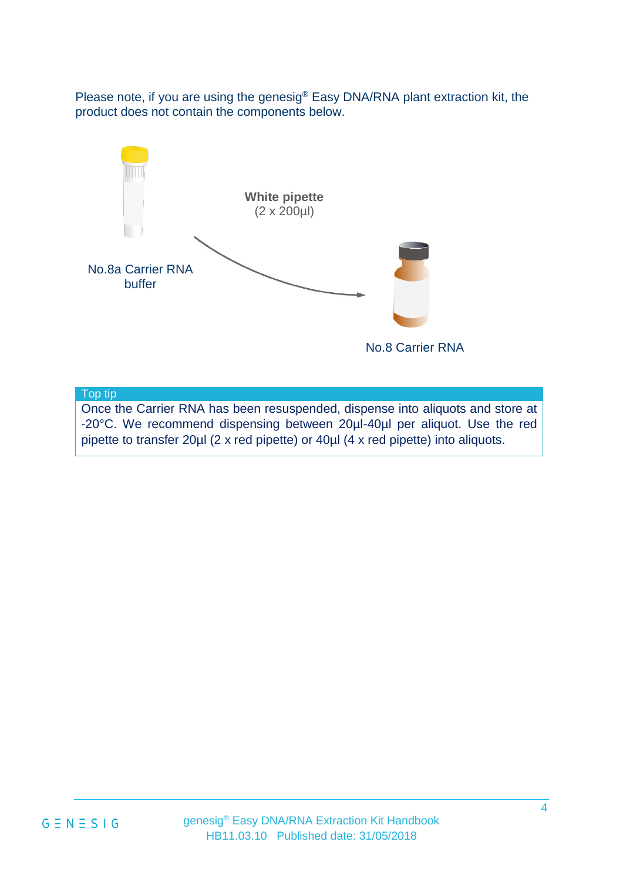Please note, if you are using the genesig® Easy DNA/RNA plant extraction kit, the product does not contain the components below.

No.8a Carrier RNA buffer

**White pipette**
(2 x 200µl)

No.8 Carrier RNA

**Top tip**

Once the Carrier RNA has been resuspended, dispense into aliquots and store at -20°C. We recommend dispensing between 20µl-40µl per aliquot. Use the red pipette to transfer 20µl (2 x red pipette) or 40µl (4 x red pipette) into aliquots.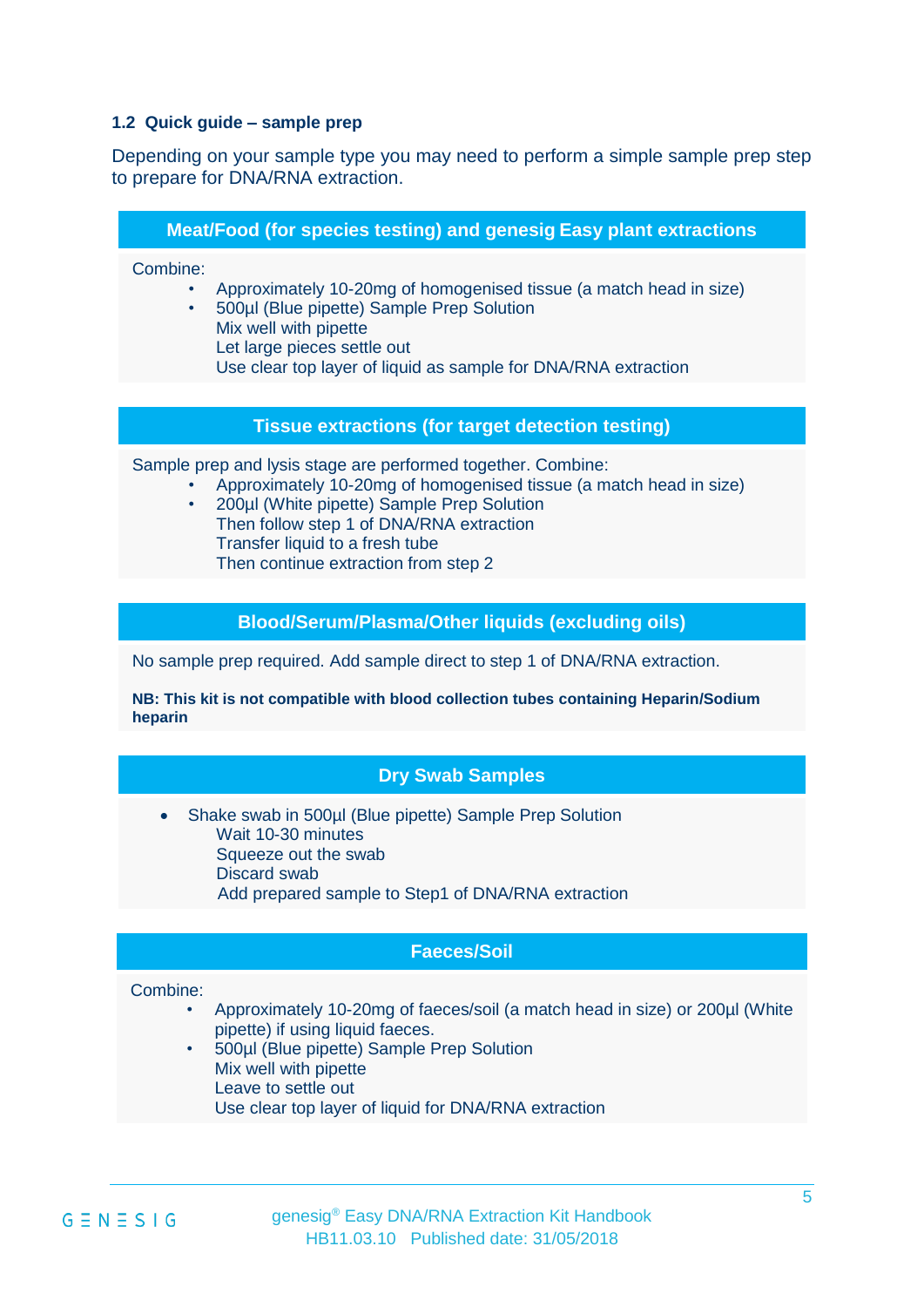### 1.2 Quick guide – sample prep

Depending on your sample type you may need to perform a simple sample prep step to prepare for DNA/RNA extraction.

#### Meat/Food (for species testing) and genesig Easy plant extractions

Combine:

- Approximately 10-20mg of homogenised tissue (a match head in size)
- 500µl (Blue pipette) Sample Prep Solution
  Mix well with pipette
  Let large pieces settle out
  Use clear top layer of liquid as sample for DNA/RNA extraction

#### Tissue extractions (for target detection testing)

Sample prep and lysis stage are performed together. Combine:

- Approximately 10-20mg of homogenised tissue (a match head in size)
- 200µl (White pipette) Sample Prep Solution
  Then follow step 1 of DNA/RNA extraction
  Transfer liquid to a fresh tube
  Then continue extraction from step 2

#### Blood/Serum/Plasma/Other liquids (excluding oils)

No sample prep required. Add sample direct to step 1 of DNA/RNA extraction.

**NB: This kit is not compatible with blood collection tubes containing Heparin/Sodium heparin**

#### Dry Swab Samples

- Shake swab in 500µl (Blue pipette) Sample Prep Solution
  Wait 10-30 minutes
  Squeeze out the swab
  Discard swab
  Add prepared sample to Step1 of DNA/RNA extraction

#### Faeces/Soil

Combine:

- Approximately 10-20mg of faeces/soil (a match head in size) or 200µl (White pipette) if using liquid faeces.
- 500µl (Blue pipette) Sample Prep Solution
  Mix well with pipette
  Leave to settle out
  Use clear top layer of liquid for DNA/RNA extraction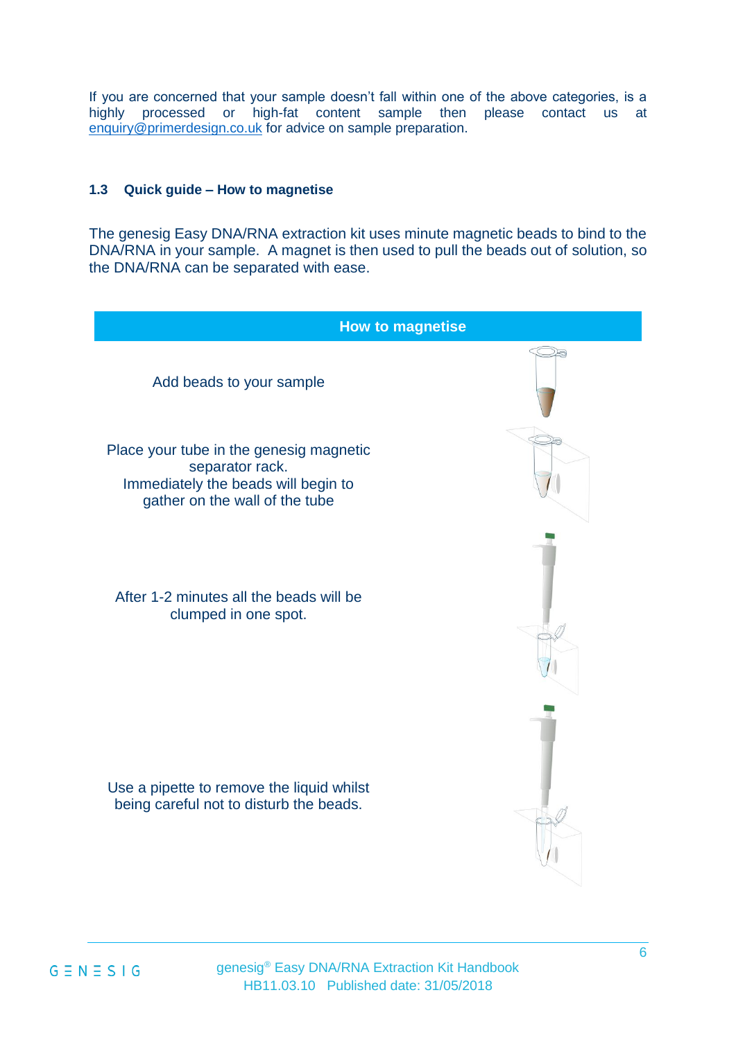If you are concerned that your sample doesn't fall within one of the above categories, is a highly processed or high-fat content sample then please contact us at enquiry@primerdesign.co.uk for advice on sample preparation.

### 1.3 Quick guide – How to magnetise

The genesig Easy DNA/RNA extraction kit uses minute magnetic beads to bind to the DNA/RNA in your sample. A magnet is then used to pull the beads out of solution, so the DNA/RNA can be separated with ease.

| How to magnetise |
| --- |
| Add beads to your sample |
| Place your tube in the genesig magnetic separator rack. Immediately the beads will begin to gather on the wall of the tube |
| After 1-2 minutes all the beads will be clumped in one spot. |
| Use a pipette to remove the liquid whilst being careful not to disturb the beads. |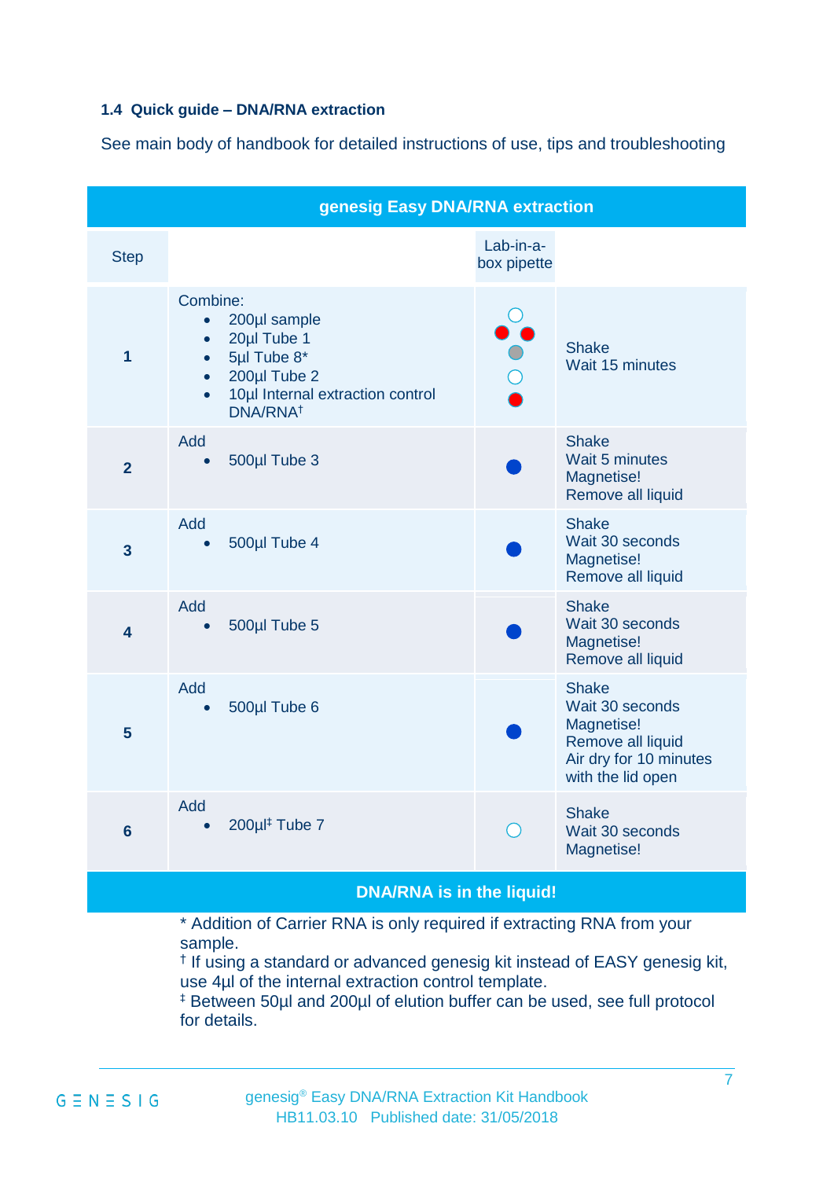### 1.4 Quick guide – DNA/RNA extraction

See main body of handbook for detailed instructions of use, tips and troubleshooting

| genesig Easy DNA/RNA extraction | | | |
|---|---|---|---|
| Step | | Lab-in-a-box pipette | |
| 1 | Combine:<br>• 200µl sample<br>• 20µl Tube 1<br>• 5µl Tube 8*<br>• 200µl Tube 2<br>• 10µl Internal extraction control DNA/RNA† | | Shake<br>Wait 15 minutes |
| 2 | Add<br>• 500µl Tube 3 | | Shake<br>Wait 5 minutes<br>Magnetise!<br>Remove all liquid |
| 3 | Add<br>• 500µl Tube 4 | | Shake<br>Wait 30 seconds<br>Magnetise!<br>Remove all liquid |
| 4 | Add<br>• 500µl Tube 5 | | Shake<br>Wait 30 seconds<br>Magnetise!<br>Remove all liquid |
| 5 | Add<br>• 500µl Tube 6 | | Shake<br>Wait 30 seconds<br>Magnetise!<br>Remove all liquid<br>Air dry for 10 minutes with the lid open |
| 6 | Add<br>• 200µl‡ Tube 7 | | Shake<br>Wait 30 seconds<br>Magnetise! |
| **DNA/RNA is in the liquid!** | | | |

\* Addition of Carrier RNA is only required if extracting RNA from your sample.
† If using a standard or advanced genesig kit instead of EASY genesig kit, use 4µl of the internal extraction control template.
‡ Between 50µl and 200µl of elution buffer can be used, see full protocol for details.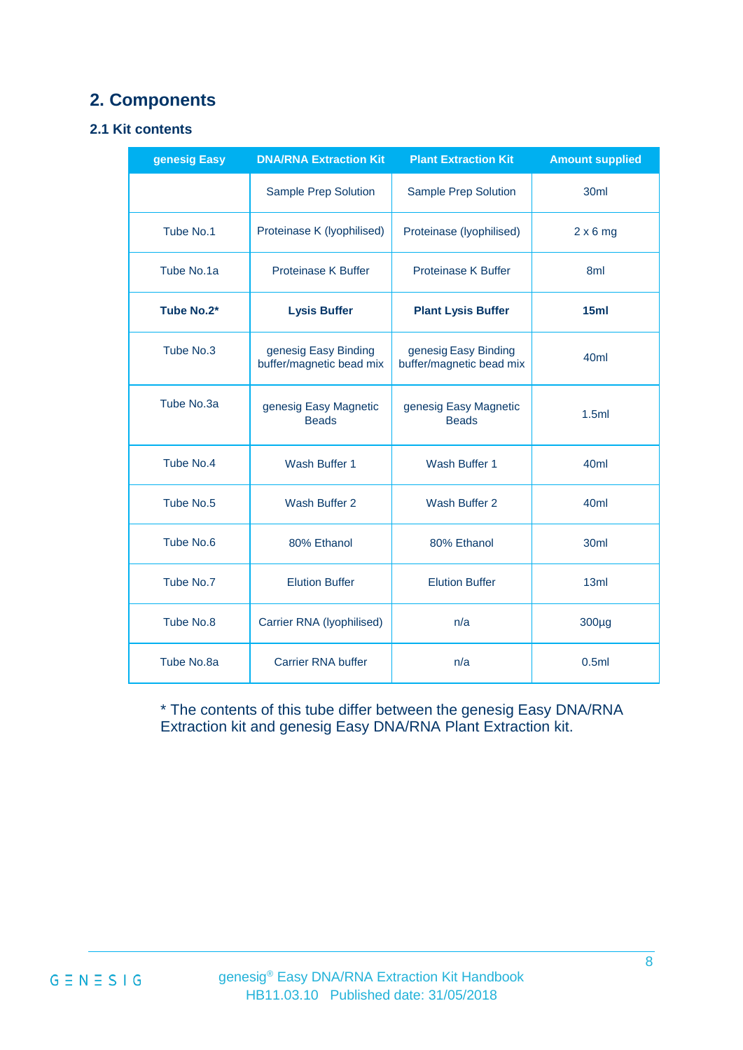## 2. Components

### 2.1 Kit contents

| genesig Easy | DNA/RNA Extraction Kit | Plant Extraction Kit | Amount supplied |
|---|---|---|---|
| | Sample Prep Solution | Sample Prep Solution | 30ml |
| Tube No.1 | Proteinase K (lyophilised) | Proteinase (lyophilised) | 2 x 6 mg |
| Tube No.1a | Proteinase K Buffer | Proteinase K Buffer | 8ml |
| **Tube No.2*** | **Lysis Buffer** | **Plant Lysis Buffer** | **15ml** |
| Tube No.3 | genesig Easy Binding buffer/magnetic bead mix | genesig Easy Binding buffer/magnetic bead mix | 40ml |
| Tube No.3a | genesig Easy Magnetic Beads | genesig Easy Magnetic Beads | 1.5ml |
| Tube No.4 | Wash Buffer 1 | Wash Buffer 1 | 40ml |
| Tube No.5 | Wash Buffer 2 | Wash Buffer 2 | 40ml |
| Tube No.6 | 80% Ethanol | 80% Ethanol | 30ml |
| Tube No.7 | Elution Buffer | Elution Buffer | 13ml |
| Tube No.8 | Carrier RNA (lyophilised) | n/a | 300µg |
| Tube No.8a | Carrier RNA buffer | n/a | 0.5ml |

* The contents of this tube differ between the genesig Easy DNA/RNA Extraction kit and genesig Easy DNA/RNA Plant Extraction kit.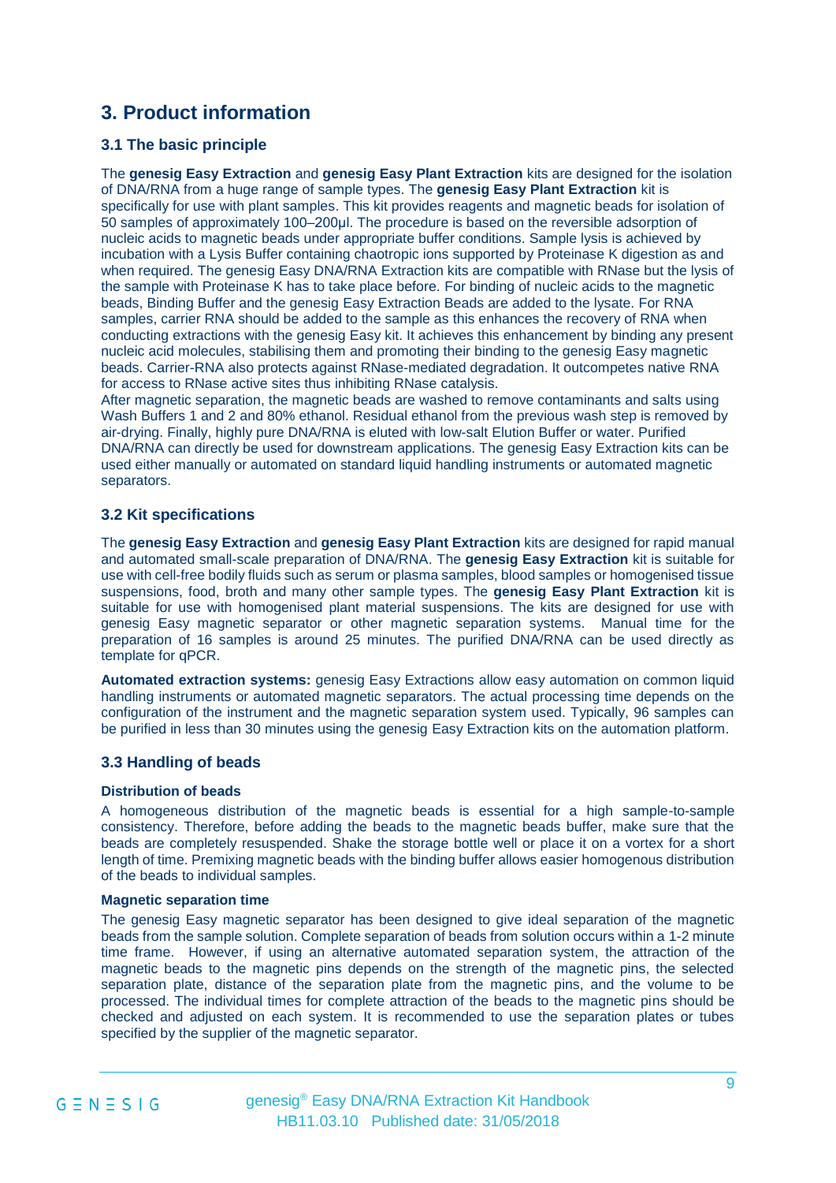# 3. Product information

## 3.1 The basic principle

The **genesig Easy Extraction** and **genesig Easy Plant Extraction** kits are designed for the isolation of DNA/RNA from a huge range of sample types. The **genesig Easy Plant Extraction** kit is specifically for use with plant samples. This kit provides reagents and magnetic beads for isolation of 50 samples of approximately 100–200µl. The procedure is based on the reversible adsorption of nucleic acids to magnetic beads under appropriate buffer conditions. Sample lysis is achieved by incubation with a Lysis Buffer containing chaotropic ions supported by Proteinase K digestion as and when required. The genesig Easy DNA/RNA Extraction kits are compatible with RNase but the lysis of the sample with Proteinase K has to take place before. For binding of nucleic acids to the magnetic beads, Binding Buffer and the genesig Easy Extraction Beads are added to the lysate. For RNA samples, carrier RNA should be added to the sample as this enhances the recovery of RNA when conducting extractions with the genesig Easy kit. It achieves this enhancement by binding any present nucleic acid molecules, stabilising them and promoting their binding to the genesig Easy magnetic beads. Carrier-RNA also protects against RNase-mediated degradation. It outcompetes native RNA for access to RNase active sites thus inhibiting RNase catalysis.

After magnetic separation, the magnetic beads are washed to remove contaminants and salts using Wash Buffers 1 and 2 and 80% ethanol. Residual ethanol from the previous wash step is removed by air-drying. Finally, highly pure DNA/RNA is eluted with low-salt Elution Buffer or water. Purified DNA/RNA can directly be used for downstream applications. The genesig Easy Extraction kits can be used either manually or automated on standard liquid handling instruments or automated magnetic separators.

## 3.2 Kit specifications

The **genesig Easy Extraction** and **genesig Easy Plant Extraction** kits are designed for rapid manual and automated small-scale preparation of DNA/RNA. The **genesig Easy Extraction** kit is suitable for use with cell-free bodily fluids such as serum or plasma samples, blood samples or homogenised tissue suspensions, food, broth and many other sample types. The **genesig Easy Plant Extraction** kit is suitable for use with homogenised plant material suspensions. The kits are designed for use with genesig Easy magnetic separator or other magnetic separation systems. Manual time for the preparation of 16 samples is around 25 minutes. The purified DNA/RNA can be used directly as template for qPCR.

**Automated extraction systems:** genesig Easy Extractions allow easy automation on common liquid handling instruments or automated magnetic separators. The actual processing time depends on the configuration of the instrument and the magnetic separation system used. Typically, 96 samples can be purified in less than 30 minutes using the genesig Easy Extraction kits on the automation platform.

## 3.3 Handling of beads

#### Distribution of beads

A homogeneous distribution of the magnetic beads is essential for a high sample-to-sample consistency. Therefore, before adding the beads to the magnetic beads buffer, make sure that the beads are completely resuspended. Shake the storage bottle well or place it on a vortex for a short length of time. Premixing magnetic beads with the binding buffer allows easier homogenous distribution of the beads to individual samples.

#### Magnetic separation time

The genesig Easy magnetic separator has been designed to give ideal separation of the magnetic beads from the sample solution. Complete separation of beads from solution occurs within a 1-2 minute time frame. However, if using an alternative automated separation system, the attraction of the magnetic beads to the magnetic pins depends on the strength of the magnetic pins, the selected separation plate, distance of the separation plate from the magnetic pins, and the volume to be processed. The individual times for complete attraction of the beads to the magnetic pins should be checked and adjusted on each system. It is recommended to use the separation plates or tubes specified by the supplier of the magnetic separator.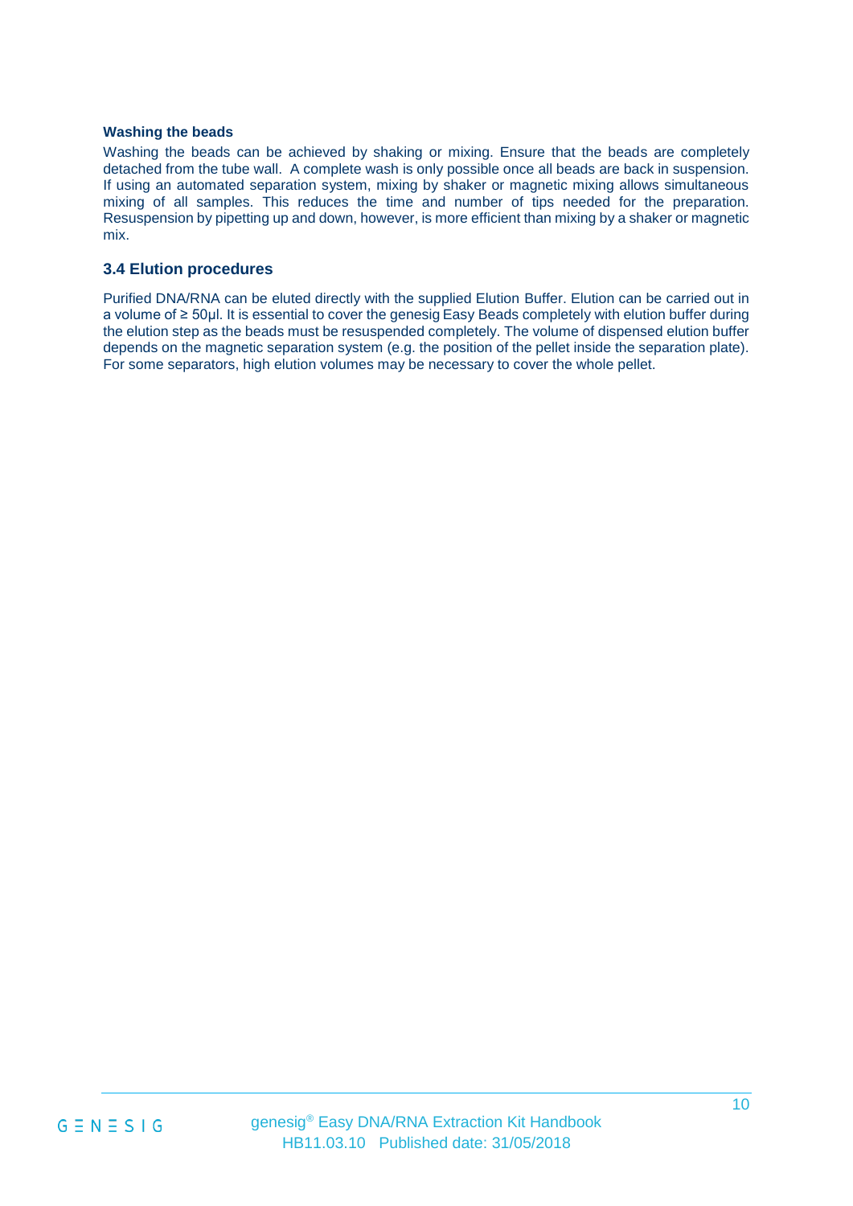**Washing the beads**

Washing the beads can be achieved by shaking or mixing. Ensure that the beads are completely detached from the tube wall. A complete wash is only possible once all beads are back in suspension. If using an automated separation system, mixing by shaker or magnetic mixing allows simultaneous mixing of all samples. This reduces the time and number of tips needed for the preparation. Resuspension by pipetting up and down, however, is more efficient than mixing by a shaker or magnetic mix.

## 3.4 Elution procedures

Purified DNA/RNA can be eluted directly with the supplied Elution Buffer. Elution can be carried out in a volume of ≥ 50µl. It is essential to cover the genesig Easy Beads completely with elution buffer during the elution step as the beads must be resuspended completely. The volume of dispensed elution buffer depends on the magnetic separation system (e.g. the position of the pellet inside the separation plate). For some separators, high elution volumes may be necessary to cover the whole pellet.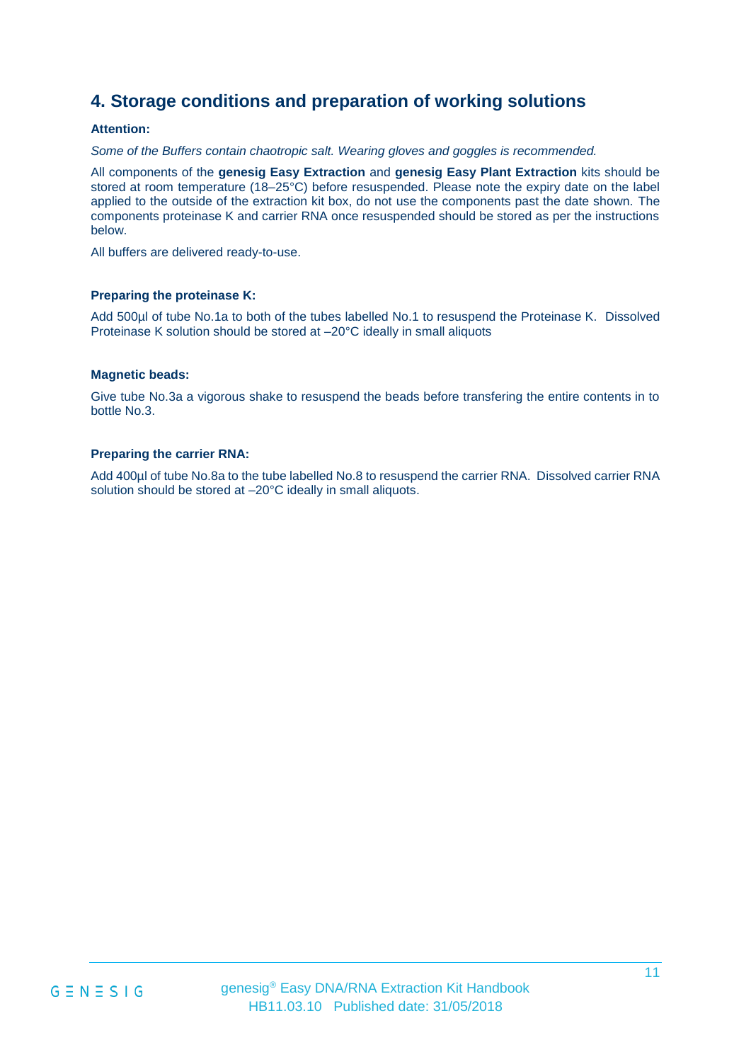## 4. Storage conditions and preparation of working solutions

**Attention:**

*Some of the Buffers contain chaotropic salt. Wearing gloves and goggles is recommended.*

All components of the **genesig Easy Extraction** and **genesig Easy Plant Extraction** kits should be stored at room temperature (18–25°C) before resuspended. Please note the expiry date on the label applied to the outside of the extraction kit box, do not use the components past the date shown. The components proteinase K and carrier RNA once resuspended should be stored as per the instructions below.

All buffers are delivered ready-to-use.

**Preparing the proteinase K:**

Add 500µl of tube No.1a to both of the tubes labelled No.1 to resuspend the Proteinase K. Dissolved Proteinase K solution should be stored at –20°C ideally in small aliquots

**Magnetic beads:**

Give tube No.3a a vigorous shake to resuspend the beads before transfering the entire contents in to bottle No.3.

**Preparing the carrier RNA:**

Add 400µl of tube No.8a to the tube labelled No.8 to resuspend the carrier RNA. Dissolved carrier RNA solution should be stored at –20°C ideally in small aliquots.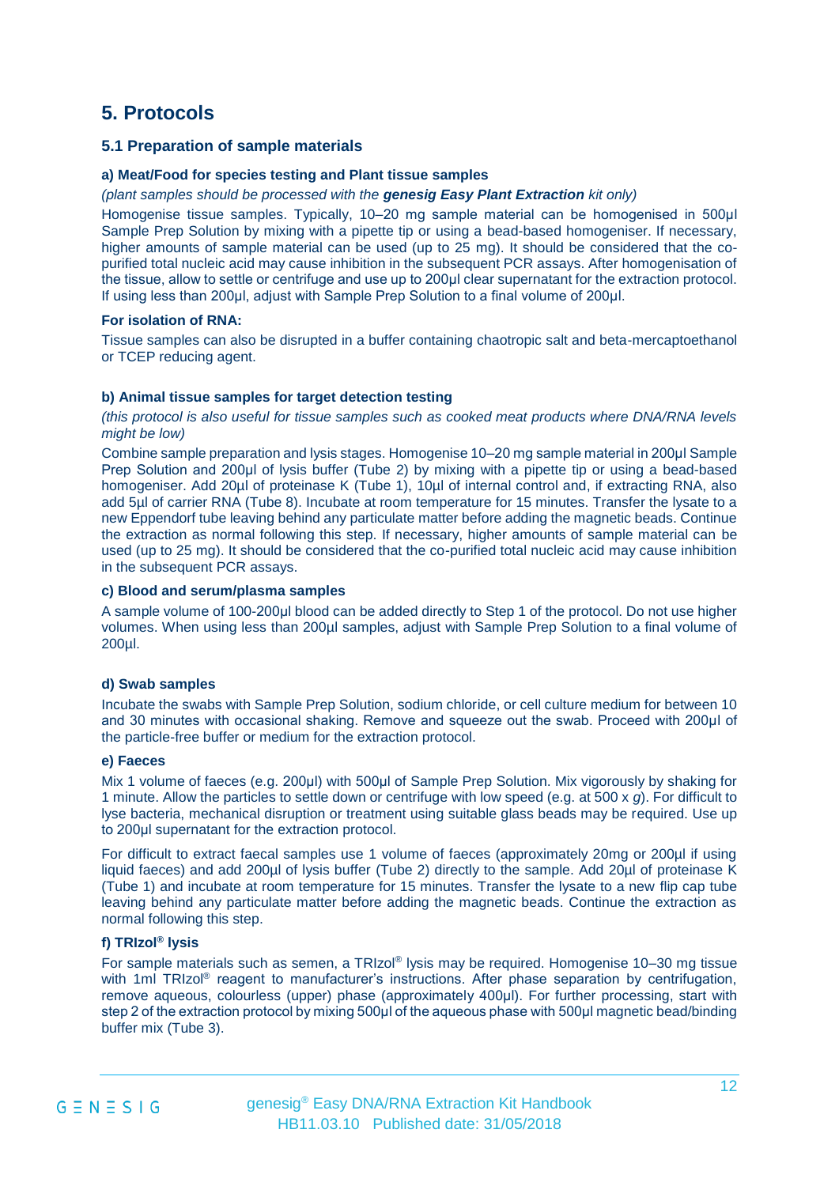# 5. Protocols

## 5.1 Preparation of sample materials

#### a) Meat/Food for species testing and Plant tissue samples

*(plant samples should be processed with the **genesig Easy Plant Extraction** kit only)*

Homogenise tissue samples. Typically, 10–20 mg sample material can be homogenised in 500µl Sample Prep Solution by mixing with a pipette tip or using a bead-based homogeniser. If necessary, higher amounts of sample material can be used (up to 25 mg). It should be considered that the co-purified total nucleic acid may cause inhibition in the subsequent PCR assays. After homogenisation of the tissue, allow to settle or centrifuge and use up to 200µl clear supernatant for the extraction protocol. If using less than 200µl, adjust with Sample Prep Solution to a final volume of 200µl.

**For isolation of RNA:**

Tissue samples can also be disrupted in a buffer containing chaotropic salt and beta-mercaptoethanol or TCEP reducing agent.

#### b) Animal tissue samples for target detection testing

*(this protocol is also useful for tissue samples such as cooked meat products where DNA/RNA levels might be low)*

Combine sample preparation and lysis stages. Homogenise 10–20 mg sample material in 200µl Sample Prep Solution and 200µl of lysis buffer (Tube 2) by mixing with a pipette tip or using a bead-based homogeniser. Add 20µl of proteinase K (Tube 1), 10µl of internal control and, if extracting RNA, also add 5µl of carrier RNA (Tube 8). Incubate at room temperature for 15 minutes. Transfer the lysate to a new Eppendorf tube leaving behind any particulate matter before adding the magnetic beads. Continue the extraction as normal following this step. If necessary, higher amounts of sample material can be used (up to 25 mg). It should be considered that the co-purified total nucleic acid may cause inhibition in the subsequent PCR assays.

#### c) Blood and serum/plasma samples

A sample volume of 100-200µl blood can be added directly to Step 1 of the protocol. Do not use higher volumes. When using less than 200µl samples, adjust with Sample Prep Solution to a final volume of 200µl.

#### d) Swab samples

Incubate the swabs with Sample Prep Solution, sodium chloride, or cell culture medium for between 10 and 30 minutes with occasional shaking. Remove and squeeze out the swab. Proceed with 200µl of the particle-free buffer or medium for the extraction protocol.

#### e) Faeces

Mix 1 volume of faeces (e.g. 200µl) with 500µl of Sample Prep Solution. Mix vigorously by shaking for 1 minute. Allow the particles to settle down or centrifuge with low speed (e.g. at 500 x *g*). For difficult to lyse bacteria, mechanical disruption or treatment using suitable glass beads may be required. Use up to 200µl supernatant for the extraction protocol.

For difficult to extract faecal samples use 1 volume of faeces (approximately 20mg or 200µl if using liquid faeces) and add 200µl of lysis buffer (Tube 2) directly to the sample. Add 20µl of proteinase K (Tube 1) and incubate at room temperature for 15 minutes. Transfer the lysate to a new flip cap tube leaving behind any particulate matter before adding the magnetic beads. Continue the extraction as normal following this step.

#### f) TRIzol® lysis

For sample materials such as semen, a TRIzol® lysis may be required. Homogenise 10–30 mg tissue with 1ml TRIzol® reagent to manufacturer's instructions. After phase separation by centrifugation, remove aqueous, colourless (upper) phase (approximately 400µl). For further processing, start with step 2 of the extraction protocol by mixing 500µl of the aqueous phase with 500µl magnetic bead/binding buffer mix (Tube 3).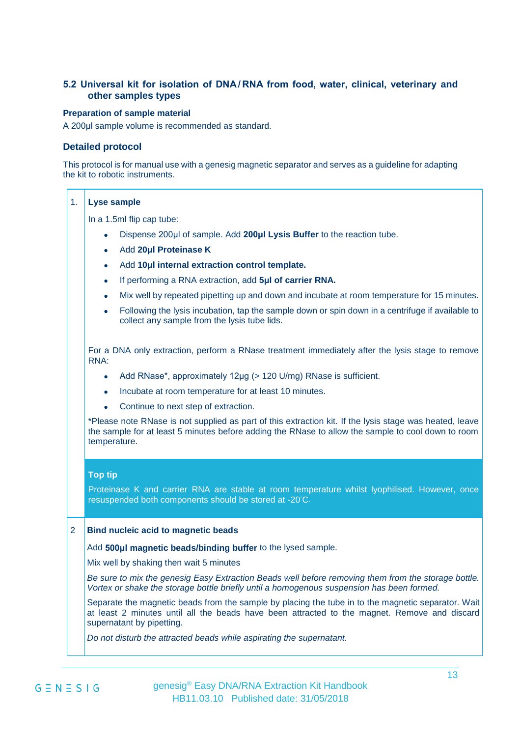## 5.2 Universal kit for isolation of DNA/RNA from food, water, clinical, veterinary and other samples types

### Preparation of sample material

A 200µl sample volume is recommended as standard.

### Detailed protocol

This protocol is for manual use with a genesig magnetic separator and serves as a guideline for adapting the kit to robotic instruments.

1. **Lyse sample**

   In a 1.5ml flip cap tube:

   - Dispense 200µl of sample. Add **200µl Lysis Buffer** to the reaction tube.
   - Add **20µl Proteinase K**
   - Add **10µl internal extraction control template.**
   - If performing a RNA extraction, add **5µl of carrier RNA.**
   - Mix well by repeated pipetting up and down and incubate at room temperature for 15 minutes.
   - Following the lysis incubation, tap the sample down or spin down in a centrifuge if available to collect any sample from the lysis tube lids.

   For a DNA only extraction, perform a RNase treatment immediately after the lysis stage to remove RNA:

   - Add RNase*, approximately 12µg (> 120 U/mg) RNase is sufficient.
   - Incubate at room temperature for at least 10 minutes.
   - Continue to next step of extraction.

   *Please note RNase is not supplied as part of this extraction kit. If the lysis stage was heated, leave the sample for at least 5 minutes before adding the RNase to allow the sample to cool down to room temperature.

   **Top tip**

   Proteinase K and carrier RNA are stable at room temperature whilst lyophilised. However, once resuspended both components should be stored at -20°C.

2. **Bind nucleic acid to magnetic beads**

   Add **500µl magnetic beads/binding buffer** to the lysed sample.

   Mix well by shaking then wait 5 minutes

   *Be sure to mix the genesig Easy Extraction Beads well before removing them from the storage bottle. Vortex or shake the storage bottle briefly until a homogenous suspension has been formed.*

   Separate the magnetic beads from the sample by placing the tube in to the magnetic separator. Wait at least 2 minutes until all the beads have been attracted to the magnet. Remove and discard supernatant by pipetting.

   *Do not disturb the attracted beads while aspirating the supernatant.*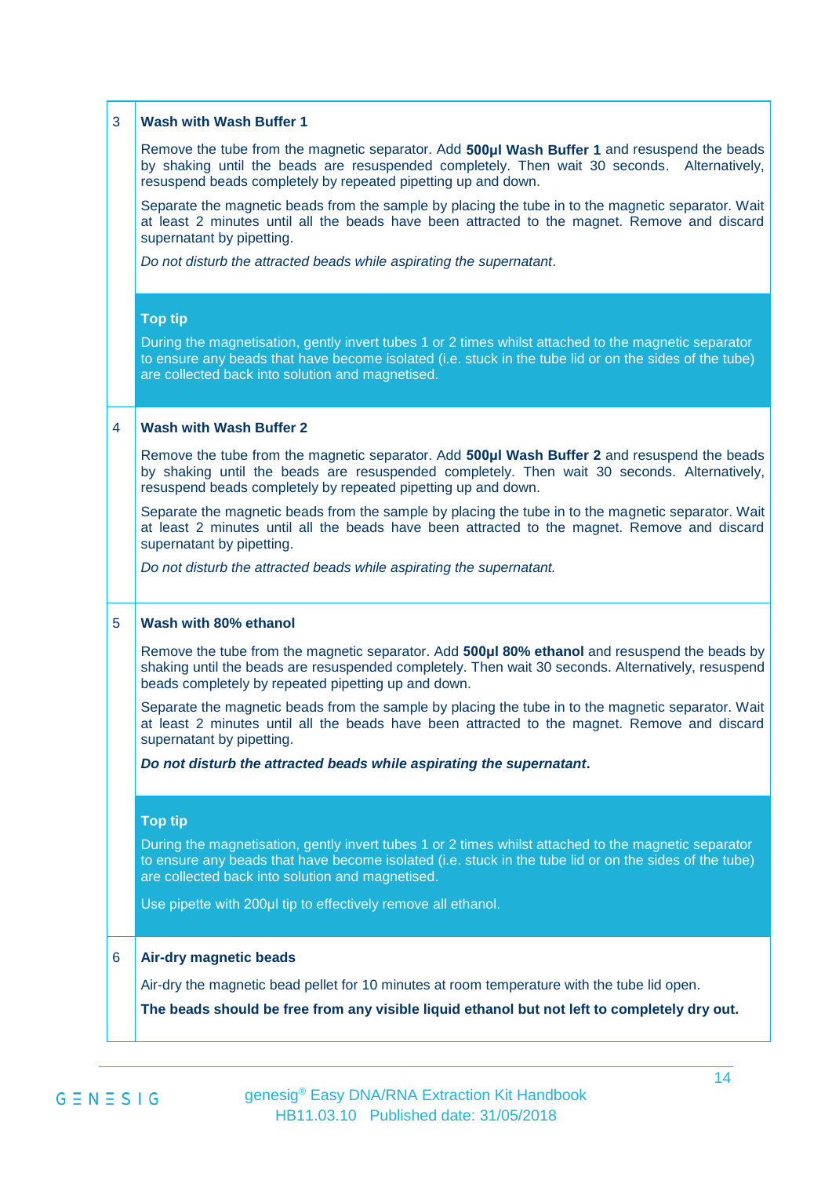### 3 Wash with Wash Buffer 1

Remove the tube from the magnetic separator. Add **500µl Wash Buffer 1** and resuspend the beads by shaking until the beads are resuspended completely. Then wait 30 seconds. Alternatively, resuspend beads completely by repeated pipetting up and down.

Separate the magnetic beads from the sample by placing the tube in to the magnetic separator. Wait at least 2 minutes until all the beads have been attracted to the magnet. Remove and discard supernatant by pipetting.

*Do not disturb the attracted beads while aspirating the supernatant.*

**Top tip**

During the magnetisation, gently invert tubes 1 or 2 times whilst attached to the magnetic separator to ensure any beads that have become isolated (i.e. stuck in the tube lid or on the sides of the tube) are collected back into solution and magnetised.

### 4 Wash with Wash Buffer 2

Remove the tube from the magnetic separator. Add **500µl Wash Buffer 2** and resuspend the beads by shaking until the beads are resuspended completely. Then wait 30 seconds. Alternatively, resuspend beads completely by repeated pipetting up and down.

Separate the magnetic beads from the sample by placing the tube in to the magnetic separator. Wait at least 2 minutes until all the beads have been attracted to the magnet. Remove and discard supernatant by pipetting.

*Do not disturb the attracted beads while aspirating the supernatant.*

### 5 Wash with 80% ethanol

Remove the tube from the magnetic separator. Add **500µl 80% ethanol** and resuspend the beads by shaking until the beads are resuspended completely. Then wait 30 seconds. Alternatively, resuspend beads completely by repeated pipetting up and down.

Separate the magnetic beads from the sample by placing the tube in to the magnetic separator. Wait at least 2 minutes until all the beads have been attracted to the magnet. Remove and discard supernatant by pipetting.

***Do not disturb the attracted beads while aspirating the supernatant.***

**Top tip**

During the magnetisation, gently invert tubes 1 or 2 times whilst attached to the magnetic separator to ensure any beads that have become isolated (i.e. stuck in the tube lid or on the sides of the tube) are collected back into solution and magnetised.

Use pipette with 200µl tip to effectively remove all ethanol.

### 6 Air-dry magnetic beads

Air-dry the magnetic bead pellet for 10 minutes at room temperature with the tube lid open.

**The beads should be free from any visible liquid ethanol but not left to completely dry out.**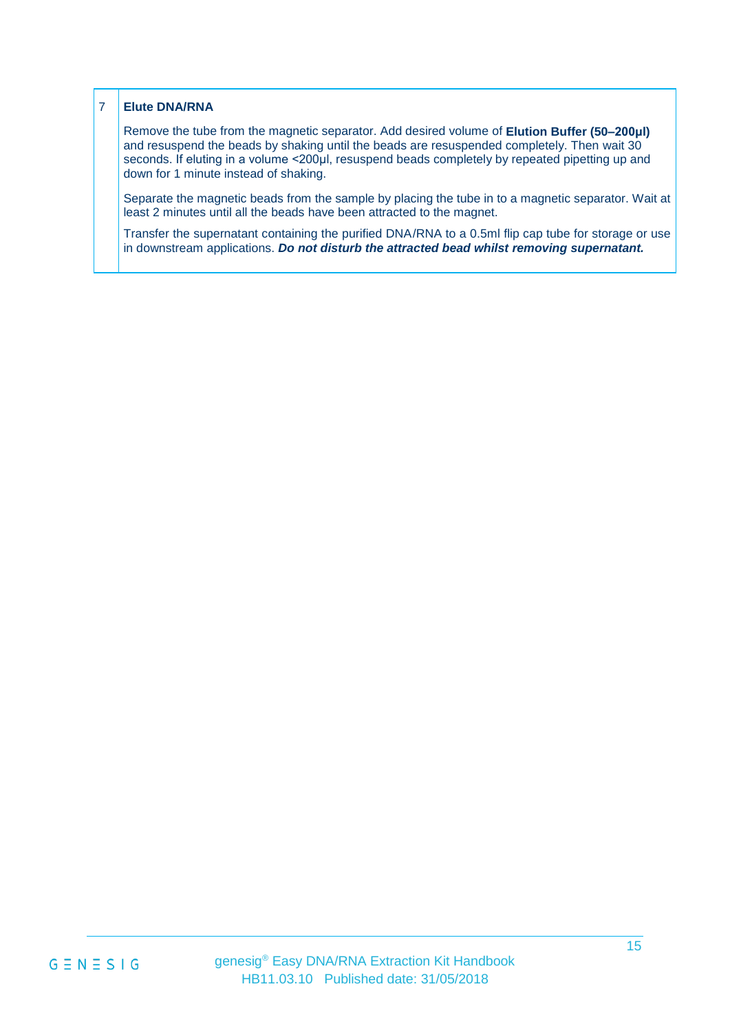| 7 | **Elute DNA/RNA** |
|---|---|
| | Remove the tube from the magnetic separator. Add desired volume of **Elution Buffer (50–200µl)** and resuspend the beads by shaking until the beads are resuspended completely. Then wait 30 seconds. If eluting in a volume <200µl, resuspend beads completely by repeated pipetting up and down for 1 minute instead of shaking.<br><br>Separate the magnetic beads from the sample by placing the tube in to a magnetic separator. Wait at least 2 minutes until all the beads have been attracted to the magnet.<br><br>Transfer the supernatant containing the purified DNA/RNA to a 0.5ml flip cap tube for storage or use in downstream applications. ***Do not disturb the attracted bead whilst removing supernatant.*** |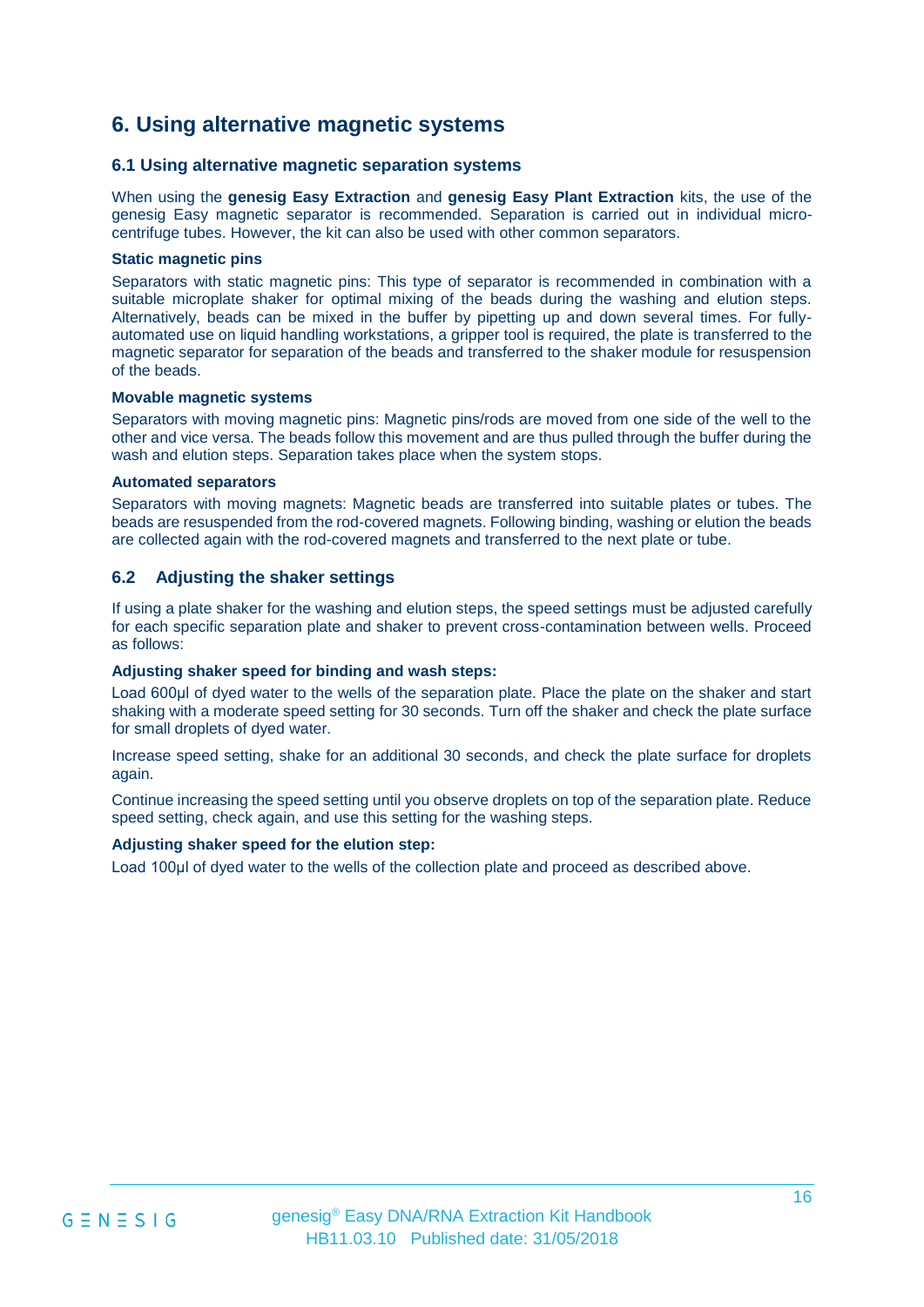# 6. Using alternative magnetic systems

## 6.1 Using alternative magnetic separation systems

When using the **genesig Easy Extraction** and **genesig Easy Plant Extraction** kits, the use of the genesig Easy magnetic separator is recommended. Separation is carried out in individual micro-centrifuge tubes. However, the kit can also be used with other common separators.

**Static magnetic pins**

Separators with static magnetic pins: This type of separator is recommended in combination with a suitable microplate shaker for optimal mixing of the beads during the washing and elution steps. Alternatively, beads can be mixed in the buffer by pipetting up and down several times. For fully-automated use on liquid handling workstations, a gripper tool is required, the plate is transferred to the magnetic separator for separation of the beads and transferred to the shaker module for resuspension of the beads.

**Movable magnetic systems**

Separators with moving magnetic pins: Magnetic pins/rods are moved from one side of the well to the other and vice versa. The beads follow this movement and are thus pulled through the buffer during the wash and elution steps. Separation takes place when the system stops.

**Automated separators**

Separators with moving magnets: Magnetic beads are transferred into suitable plates or tubes. The beads are resuspended from the rod-covered magnets. Following binding, washing or elution the beads are collected again with the rod-covered magnets and transferred to the next plate or tube.

## 6.2 Adjusting the shaker settings

If using a plate shaker for the washing and elution steps, the speed settings must be adjusted carefully for each specific separation plate and shaker to prevent cross-contamination between wells. Proceed as follows:

**Adjusting shaker speed for binding and wash steps:**

Load 600µl of dyed water to the wells of the separation plate. Place the plate on the shaker and start shaking with a moderate speed setting for 30 seconds. Turn off the shaker and check the plate surface for small droplets of dyed water.

Increase speed setting, shake for an additional 30 seconds, and check the plate surface for droplets again.

Continue increasing the speed setting until you observe droplets on top of the separation plate. Reduce speed setting, check again, and use this setting for the washing steps.

**Adjusting shaker speed for the elution step:**

Load 100µl of dyed water to the wells of the collection plate and proceed as described above.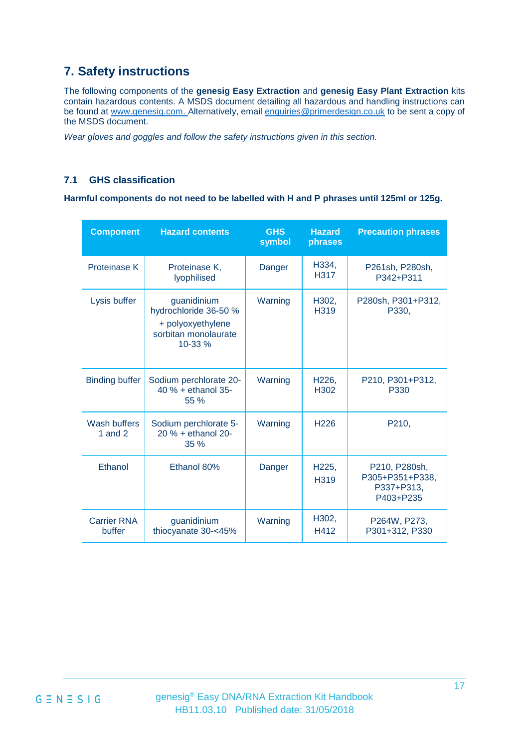## 7. Safety instructions

The following components of the **genesig Easy Extraction** and **genesig Easy Plant Extraction** kits contain hazardous contents. A MSDS document detailing all hazardous and handling instructions can be found at www.genesig.com. Alternatively, email enquiries@primerdesign.co.uk to be sent a copy of the MSDS document.

*Wear gloves and goggles and follow the safety instructions given in this section.*

### 7.1 GHS classification

**Harmful components do not need to be labelled with H and P phrases until 125ml or 125g.**

| Component | Hazard contents | GHS symbol | Hazard phrases | Precaution phrases |
|---|---|---|---|---|
| Proteinase K | Proteinase K, lyophilised | Danger | H334, H317 | P261sh, P280sh, P342+P311 |
| Lysis buffer | guanidinium hydrochloride 36-50 % + polyoxyethylene sorbitan monolaurate 10-33 % | Warning | H302, H319 | P280sh, P301+P312, P330, |
| Binding buffer | Sodium perchlorate 20-40 % + ethanol 35-55 % | Warning | H226, H302 | P210, P301+P312, P330 |
| Wash buffers 1 and 2 | Sodium perchlorate 5-20 % + ethanol 20-35 % | Warning | H226 | P210, |
| Ethanol | Ethanol 80% | Danger | H225, H319 | P210, P280sh, P305+P351+P338, P337+P313, P403+P235 |
| Carrier RNA buffer | guanidinium thiocyanate 30-<45% | Warning | H302, H412 | P264W, P273, P301+312, P330 |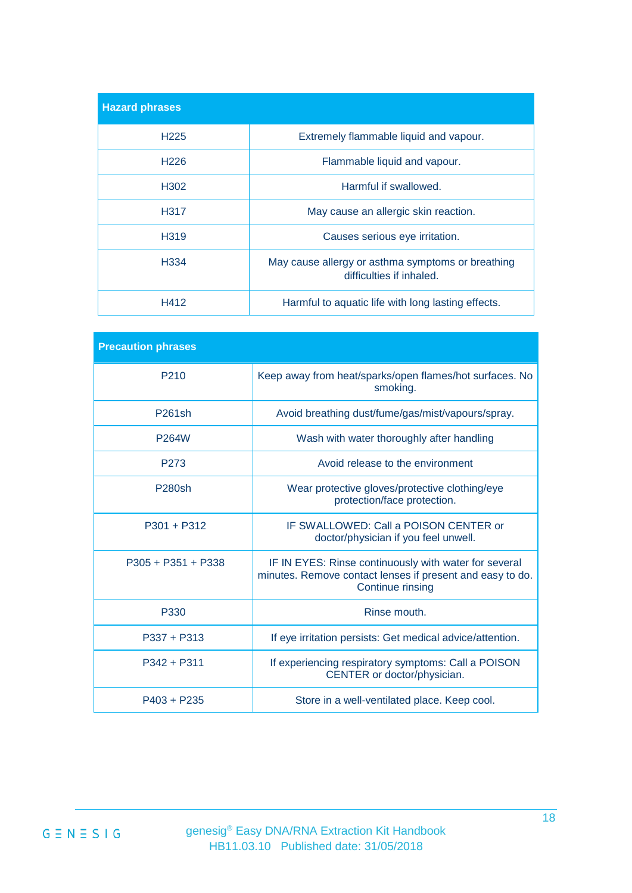| Hazard phrases | |
|---|---|
| H225 | Extremely flammable liquid and vapour. |
| H226 | Flammable liquid and vapour. |
| H302 | Harmful if swallowed. |
| H317 | May cause an allergic skin reaction. |
| H319 | Causes serious eye irritation. |
| H334 | May cause allergy or asthma symptoms or breathing difficulties if inhaled. |
| H412 | Harmful to aquatic life with long lasting effects. |

| Precaution phrases | |
|---|---|
| P210 | Keep away from heat/sparks/open flames/hot surfaces. No smoking. |
| P261sh | Avoid breathing dust/fume/gas/mist/vapours/spray. |
| P264W | Wash with water thoroughly after handling |
| P273 | Avoid release to the environment |
| P280sh | Wear protective gloves/protective clothing/eye protection/face protection. |
| P301 + P312 | IF SWALLOWED: Call a POISON CENTER or doctor/physician if you feel unwell. |
| P305 + P351 + P338 | IF IN EYES: Rinse continuously with water for several minutes. Remove contact lenses if present and easy to do. Continue rinsing |
| P330 | Rinse mouth. |
| P337 + P313 | If eye irritation persists: Get medical advice/attention. |
| P342 + P311 | If experiencing respiratory symptoms: Call a POISON CENTER or doctor/physician. |
| P403 + P235 | Store in a well-ventilated place. Keep cool. |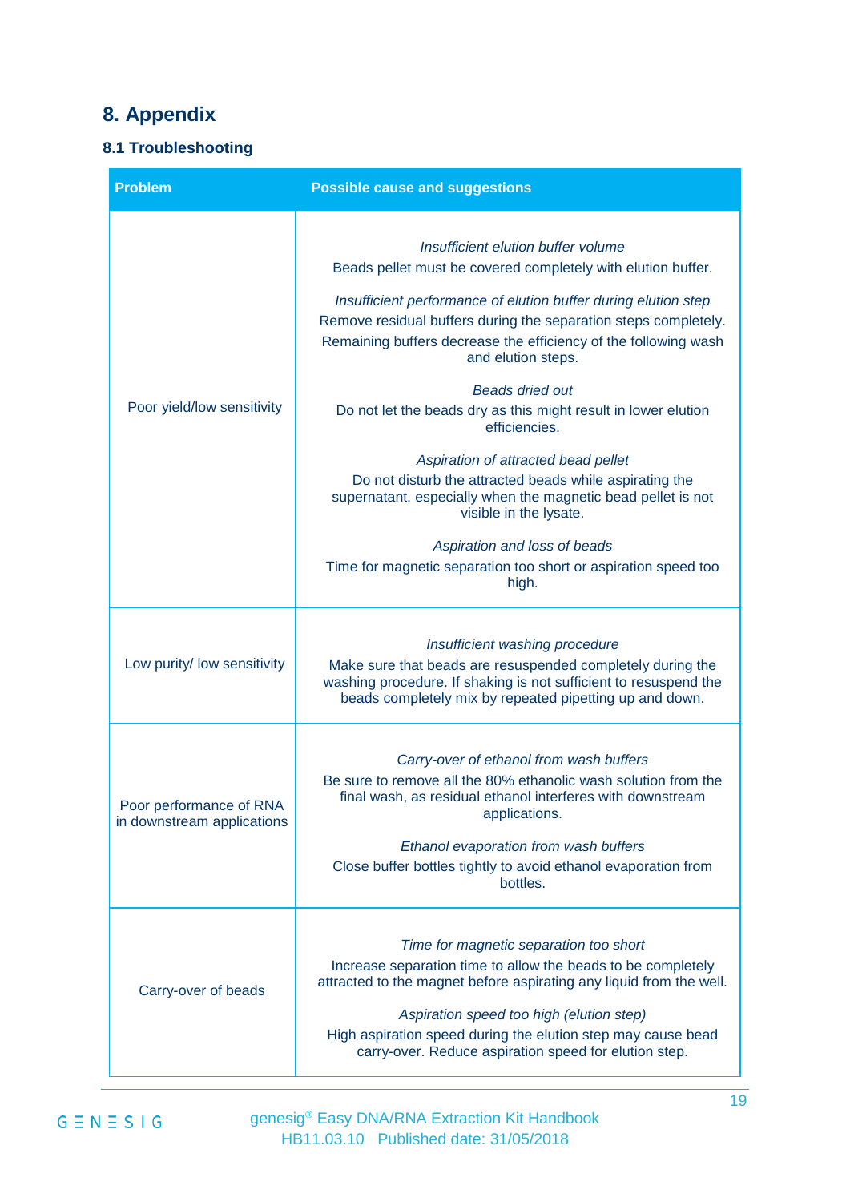# 8. Appendix

## 8.1 Troubleshooting

| Problem | Possible cause and suggestions |
| --- | --- |
| Poor yield/low sensitivity | *Insufficient elution buffer volume*<br>Beads pellet must be covered completely with elution buffer.<br><br>*Insufficient performance of elution buffer during elution step*<br>Remove residual buffers during the separation steps completely. Remaining buffers decrease the efficiency of the following wash and elution steps.<br><br>*Beads dried out*<br>Do not let the beads dry as this might result in lower elution efficiencies.<br><br>*Aspiration of attracted bead pellet*<br>Do not disturb the attracted beads while aspirating the supernatant, especially when the magnetic bead pellet is not visible in the lysate.<br><br>*Aspiration and loss of beads*<br>Time for magnetic separation too short or aspiration speed too high. |
| Low purity/ low sensitivity | *Insufficient washing procedure*<br>Make sure that beads are resuspended completely during the washing procedure. If shaking is not sufficient to resuspend the beads completely mix by repeated pipetting up and down. |
| Poor performance of RNA in downstream applications | *Carry-over of ethanol from wash buffers*<br>Be sure to remove all the 80% ethanolic wash solution from the final wash, as residual ethanol interferes with downstream applications.<br><br>*Ethanol evaporation from wash buffers*<br>Close buffer bottles tightly to avoid ethanol evaporation from bottles. |
| Carry-over of beads | *Time for magnetic separation too short*<br>Increase separation time to allow the beads to be completely attracted to the magnet before aspirating any liquid from the well.<br><br>*Aspiration speed too high (elution step)*<br>High aspiration speed during the elution step may cause bead carry-over. Reduce aspiration speed for elution step. |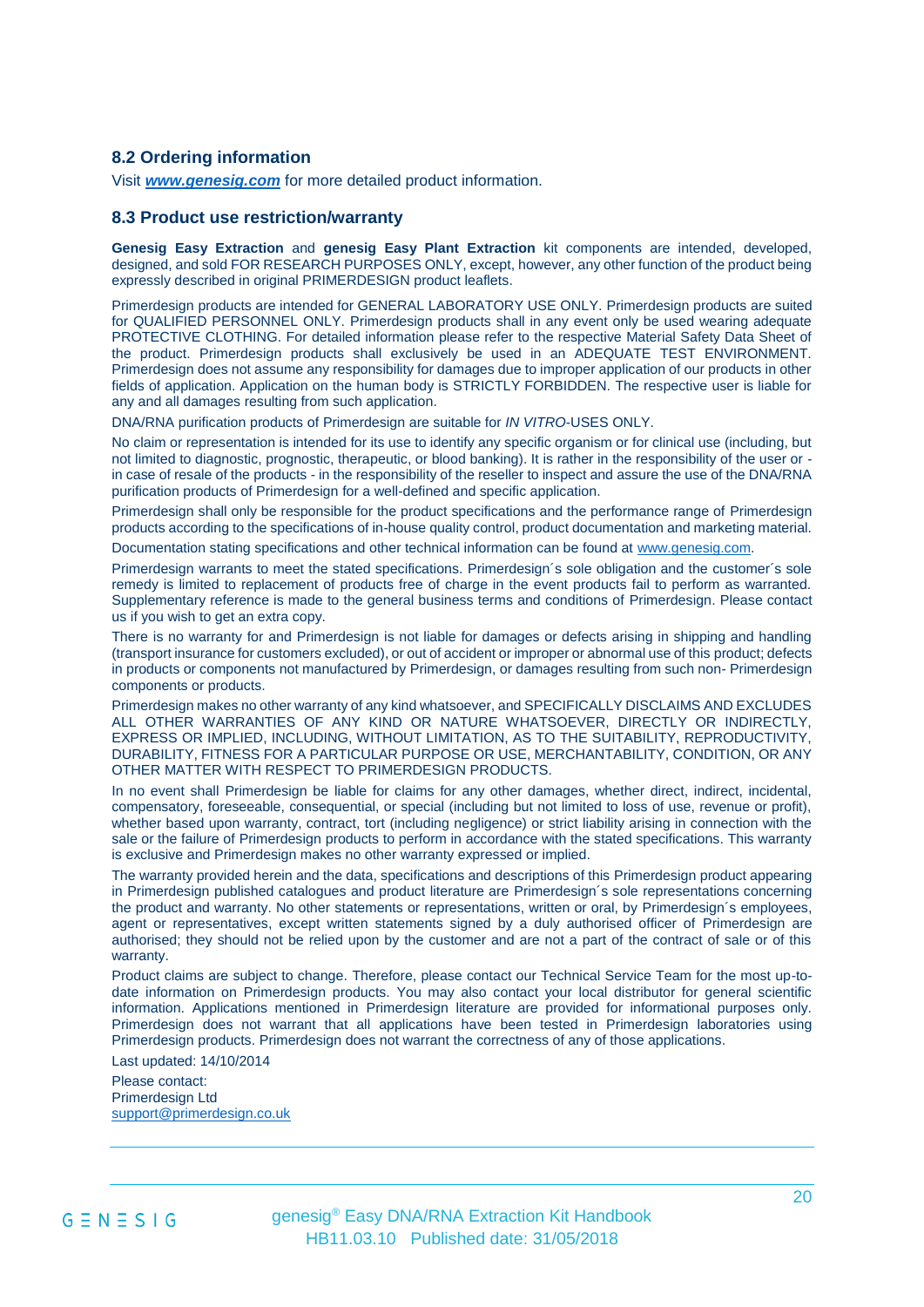## 8.2 Ordering information

Visit ***www.genesig.com*** for more detailed product information.

## 8.3 Product use restriction/warranty

**Genesig Easy Extraction** and **genesig Easy Plant Extraction** kit components are intended, developed, designed, and sold FOR RESEARCH PURPOSES ONLY, except, however, any other function of the product being expressly described in original PRIMERDESIGN product leaflets.

Primerdesign products are intended for GENERAL LABORATORY USE ONLY. Primerdesign products are suited for QUALIFIED PERSONNEL ONLY. Primerdesign products shall in any event only be used wearing adequate PROTECTIVE CLOTHING. For detailed information please refer to the respective Material Safety Data Sheet of the product. Primerdesign products shall exclusively be used in an ADEQUATE TEST ENVIRONMENT. Primerdesign does not assume any responsibility for damages due to improper application of our products in other fields of application. Application on the human body is STRICTLY FORBIDDEN. The respective user is liable for any and all damages resulting from such application.

DNA/RNA purification products of Primerdesign are suitable for *IN VITRO*-USES ONLY.

No claim or representation is intended for its use to identify any specific organism or for clinical use (including, but not limited to diagnostic, prognostic, therapeutic, or blood banking). It is rather in the responsibility of the user or - in case of resale of the products - in the responsibility of the reseller to inspect and assure the use of the DNA/RNA purification products of Primerdesign for a well-defined and specific application.

Primerdesign shall only be responsible for the product specifications and the performance range of Primerdesign products according to the specifications of in-house quality control, product documentation and marketing material.

Documentation stating specifications and other technical information can be found at www.genesig.com.

Primerdesign warrants to meet the stated specifications. Primerdesign´s sole obligation and the customer´s sole remedy is limited to replacement of products free of charge in the event products fail to perform as warranted. Supplementary reference is made to the general business terms and conditions of Primerdesign. Please contact us if you wish to get an extra copy.

There is no warranty for and Primerdesign is not liable for damages or defects arising in shipping and handling (transport insurance for customers excluded), or out of accident or improper or abnormal use of this product; defects in products or components not manufactured by Primerdesign, or damages resulting from such non- Primerdesign components or products.

Primerdesign makes no other warranty of any kind whatsoever, and SPECIFICALLY DISCLAIMS AND EXCLUDES ALL OTHER WARRANTIES OF ANY KIND OR NATURE WHATSOEVER, DIRECTLY OR INDIRECTLY, EXPRESS OR IMPLIED, INCLUDING, WITHOUT LIMITATION, AS TO THE SUITABILITY, REPRODUCTIVITY, DURABILITY, FITNESS FOR A PARTICULAR PURPOSE OR USE, MERCHANTABILITY, CONDITION, OR ANY OTHER MATTER WITH RESPECT TO PRIMERDESIGN PRODUCTS.

In no event shall Primerdesign be liable for claims for any other damages, whether direct, indirect, incidental, compensatory, foreseeable, consequential, or special (including but not limited to loss of use, revenue or profit), whether based upon warranty, contract, tort (including negligence) or strict liability arising in connection with the sale or the failure of Primerdesign products to perform in accordance with the stated specifications. This warranty is exclusive and Primerdesign makes no other warranty expressed or implied.

The warranty provided herein and the data, specifications and descriptions of this Primerdesign product appearing in Primerdesign published catalogues and product literature are Primerdesign´s sole representations concerning the product and warranty. No other statements or representations, written or oral, by Primerdesign´s employees, agent or representatives, except written statements signed by a duly authorised officer of Primerdesign are authorised; they should not be relied upon by the customer and are not a part of the contract of sale or of this warranty.

Product claims are subject to change. Therefore, please contact our Technical Service Team for the most up-to-date information on Primerdesign products. You may also contact your local distributor for general scientific information. Applications mentioned in Primerdesign literature are provided for informational purposes only. Primerdesign does not warrant that all applications have been tested in Primerdesign laboratories using Primerdesign products. Primerdesign does not warrant the correctness of any of those applications.

Last updated: 14/10/2014

Please contact:
Primerdesign Ltd
support@primerdesign.co.uk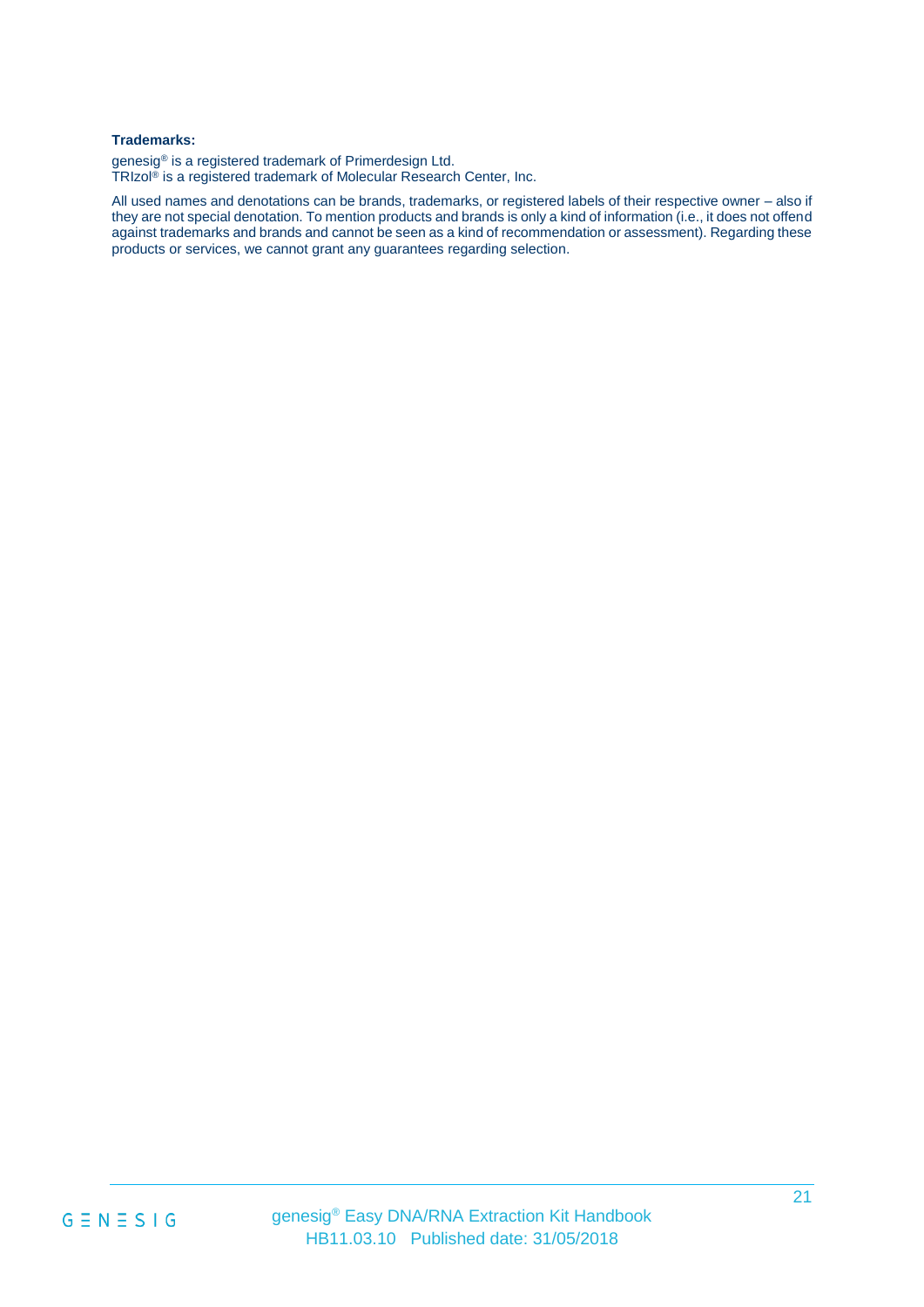**Trademarks:**

genesig® is a registered trademark of Primerdesign Ltd.
TRIzol® is a registered trademark of Molecular Research Center, Inc.

All used names and denotations can be brands, trademarks, or registered labels of their respective owner – also if they are not special denotation. To mention products and brands is only a kind of information (i.e., it does not offend against trademarks and brands and cannot be seen as a kind of recommendation or assessment). Regarding these products or services, we cannot grant any guarantees regarding selection.